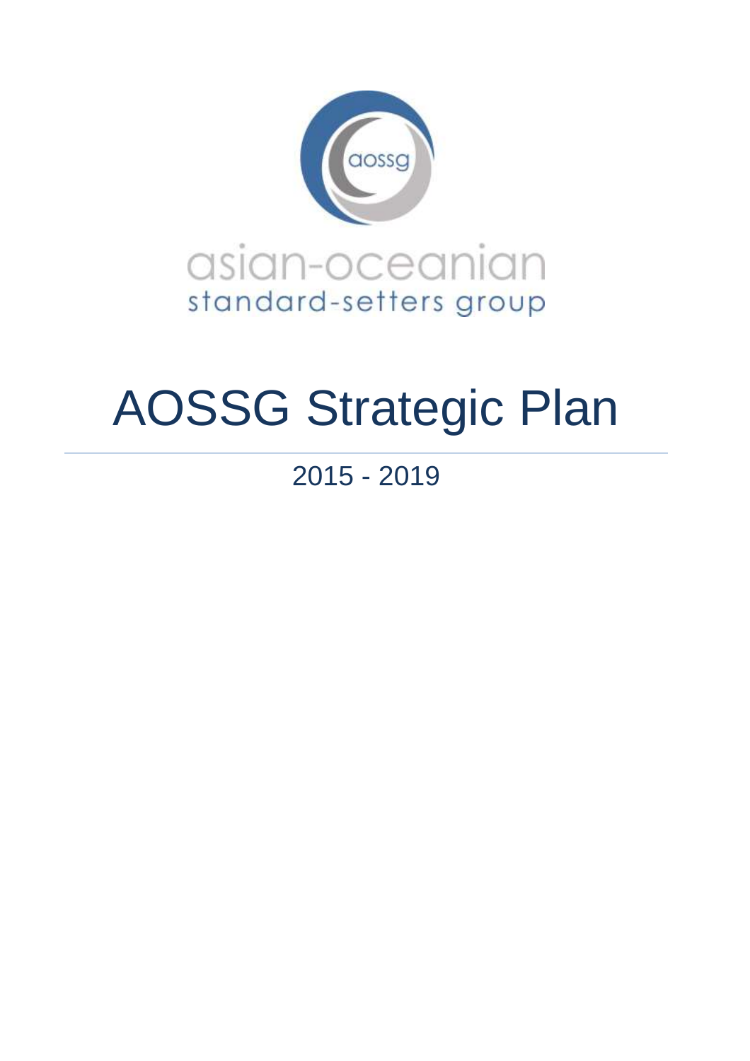aossg

asian-oceanian
standard-setters group

# AOSSG Strategic Plan

2015 - 2019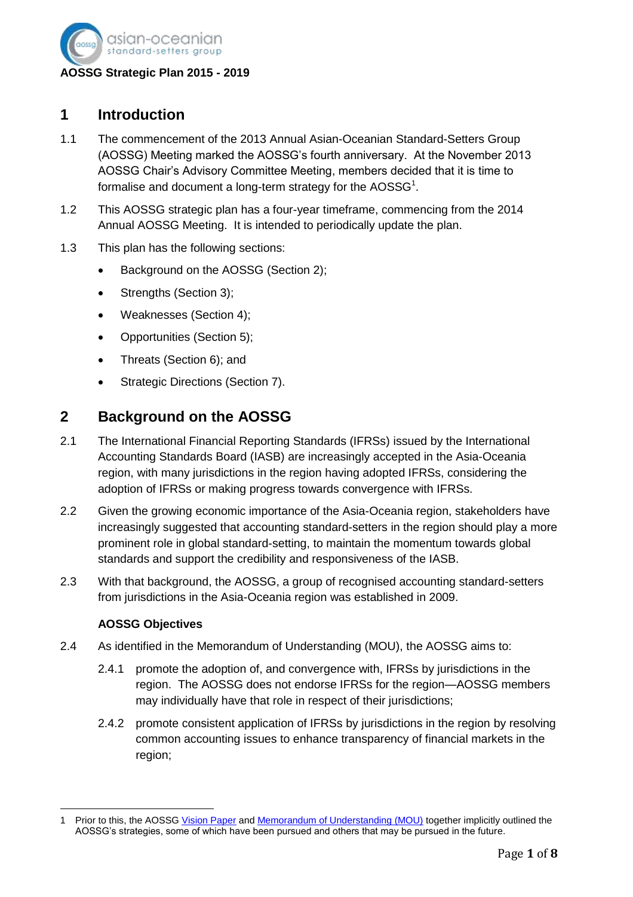**AOSSG Strategic Plan 2015 - 2019**

## 1 Introduction

1.1 The commencement of the 2013 Annual Asian-Oceanian Standard-Setters Group (AOSSG) Meeting marked the AOSSG's fourth anniversary. At the November 2013 AOSSG Chair's Advisory Committee Meeting, members decided that it is time to formalise and document a long-term strategy for the AOSSG[1].

1.2 This AOSSG strategic plan has a four-year timeframe, commencing from the 2014 Annual AOSSG Meeting. It is intended to periodically update the plan.

1.3 This plan has the following sections:

- Background on the AOSSG (Section 2);
- Strengths (Section 3);
- Weaknesses (Section 4);
- Opportunities (Section 5);
- Threats (Section 6); and
- Strategic Directions (Section 7).

## 2 Background on the AOSSG

2.1 The International Financial Reporting Standards (IFRSs) issued by the International Accounting Standards Board (IASB) are increasingly accepted in the Asia-Oceania region, with many jurisdictions in the region having adopted IFRSs, considering the adoption of IFRSs or making progress towards convergence with IFRSs.

2.2 Given the growing economic importance of the Asia-Oceania region, stakeholders have increasingly suggested that accounting standard-setters in the region should play a more prominent role in global standard-setting, to maintain the momentum towards global standards and support the credibility and responsiveness of the IASB.

2.3 With that background, the AOSSG, a group of recognised accounting standard-setters from jurisdictions in the Asia-Oceania region was established in 2009.

**AOSSG Objectives**

2.4 As identified in the Memorandum of Understanding (MOU), the AOSSG aims to:

2.4.1 promote the adoption of, and convergence with, IFRSs by jurisdictions in the region. The AOSSG does not endorse IFRSs for the region—AOSSG members may individually have that role in respect of their jurisdictions;

2.4.2 promote consistent application of IFRSs by jurisdictions in the region by resolving common accounting issues to enhance transparency of financial markets in the region;

1 Prior to this, the AOSSG Vision Paper and Memorandum of Understanding (MOU) together implicitly outlined the AOSSG's strategies, some of which have been pursued and others that may be pursued in the future.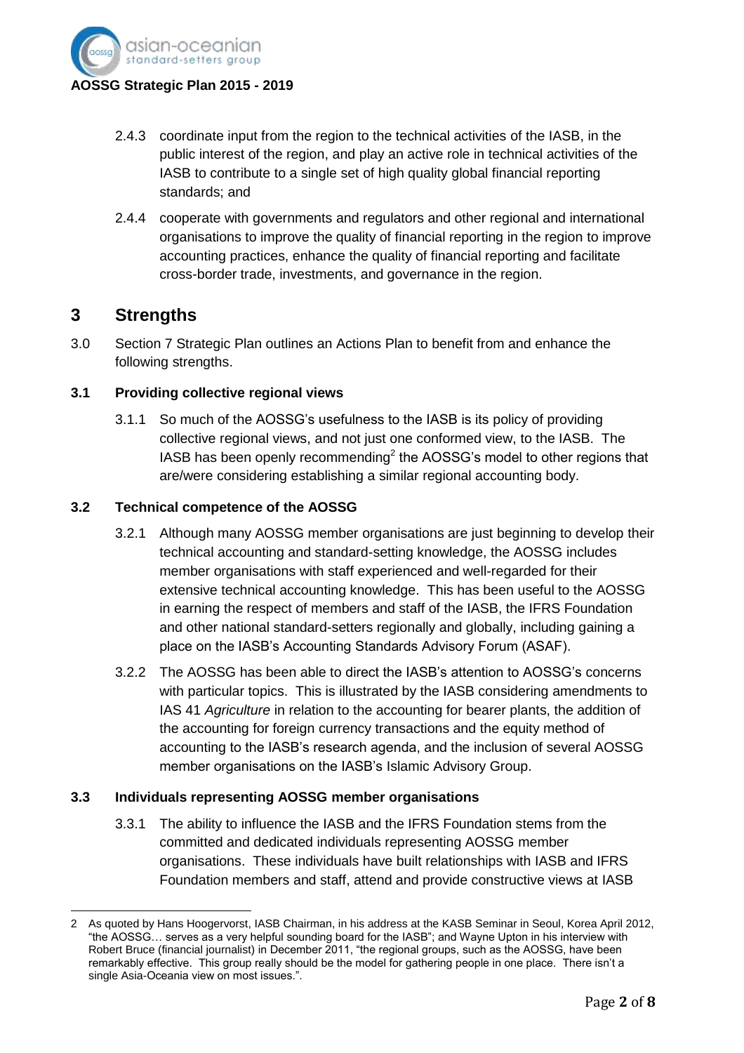2.4.3 coordinate input from the region to the technical activities of the IASB, in the public interest of the region, and play an active role in technical activities of the IASB to contribute to a single set of high quality global financial reporting standards; and

2.4.4 cooperate with governments and regulators and other regional and international organisations to improve the quality of financial reporting in the region to improve accounting practices, enhance the quality of financial reporting and facilitate cross-border trade, investments, and governance in the region.

# 3 Strengths

3.0 Section 7 Strategic Plan outlines an Actions Plan to benefit from and enhance the following strengths.

### 3.1 Providing collective regional views

3.1.1 So much of the AOSSG's usefulness to the IASB is its policy of providing collective regional views, and not just one conformed view, to the IASB. The IASB has been openly recommending[2] the AOSSG's model to other regions that are/were considering establishing a similar regional accounting body.

### 3.2 Technical competence of the AOSSG

3.2.1 Although many AOSSG member organisations are just beginning to develop their technical accounting and standard-setting knowledge, the AOSSG includes member organisations with staff experienced and well-regarded for their extensive technical accounting knowledge. This has been useful to the AOSSG in earning the respect of members and staff of the IASB, the IFRS Foundation and other national standard-setters regionally and globally, including gaining a place on the IASB's Accounting Standards Advisory Forum (ASAF).

3.2.2 The AOSSG has been able to direct the IASB's attention to AOSSG's concerns with particular topics. This is illustrated by the IASB considering amendments to IAS 41 *Agriculture* in relation to the accounting for bearer plants, the addition of the accounting for foreign currency transactions and the equity method of accounting to the IASB's research agenda, and the inclusion of several AOSSG member organisations on the IASB's Islamic Advisory Group.

### 3.3 Individuals representing AOSSG member organisations

3.3.1 The ability to influence the IASB and the IFRS Foundation stems from the committed and dedicated individuals representing AOSSG member organisations. These individuals have built relationships with IASB and IFRS Foundation members and staff, attend and provide constructive views at IASB

---

[2] As quoted by Hans Hoogervorst, IASB Chairman, in his address at the KASB Seminar in Seoul, Korea April 2012, "the AOSSG… serves as a very helpful sounding board for the IASB"; and Wayne Upton in his interview with Robert Bruce (financial journalist) in December 2011, "the regional groups, such as the AOSSG, have been remarkably effective. This group really should be the model for gathering people in one place. There isn't a single Asia-Oceania view on most issues.".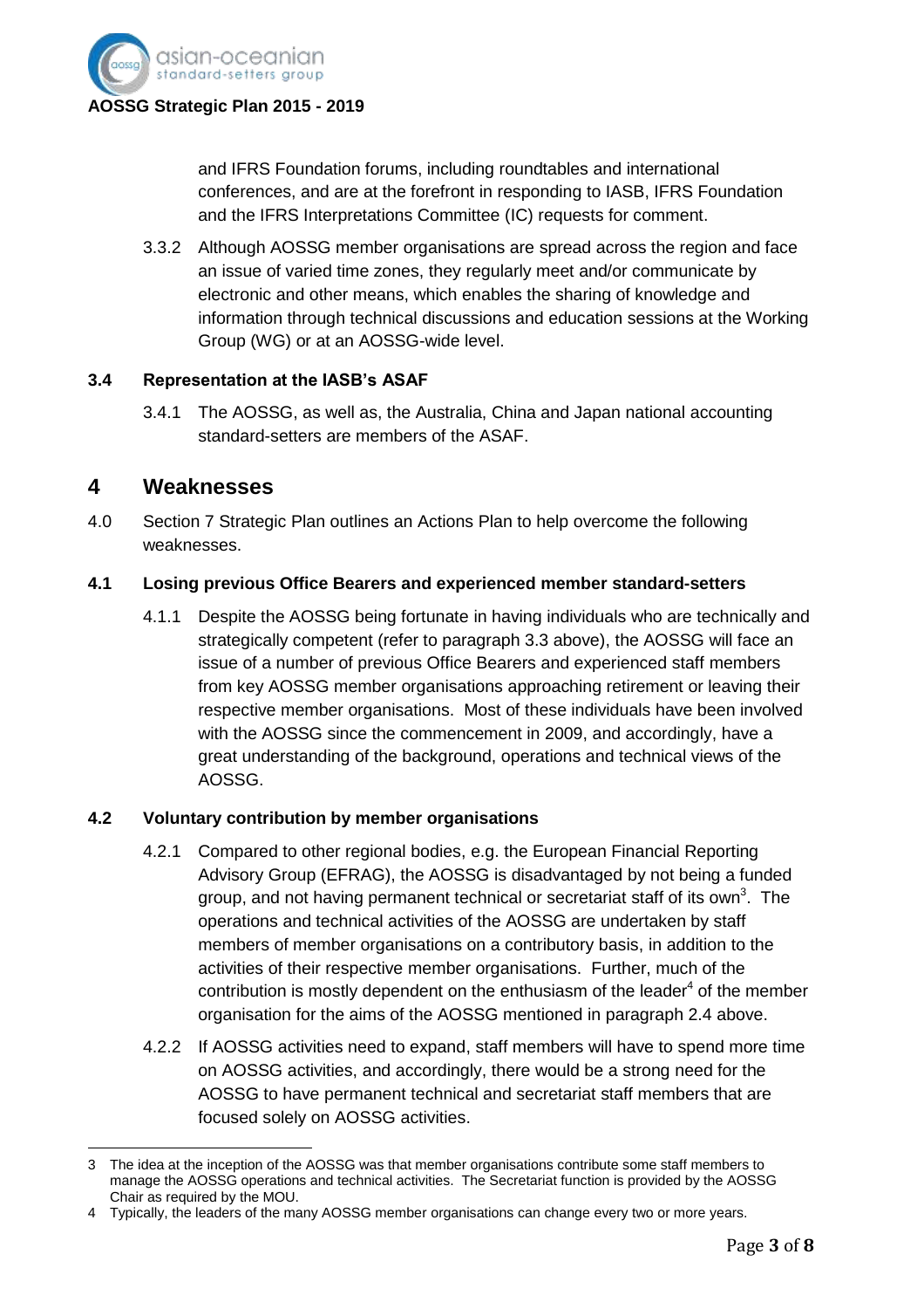and IFRS Foundation forums, including roundtables and international conferences, and are at the forefront in responding to IASB, IFRS Foundation and the IFRS Interpretations Committee (IC) requests for comment.

3.3.2 Although AOSSG member organisations are spread across the region and face an issue of varied time zones, they regularly meet and/or communicate by electronic and other means, which enables the sharing of knowledge and information through technical discussions and education sessions at the Working Group (WG) or at an AOSSG-wide level.

### 3.4 Representation at the IASB's ASAF

3.4.1 The AOSSG, as well as, the Australia, China and Japan national accounting standard-setters are members of the ASAF.

## 4 Weaknesses

4.0 Section 7 Strategic Plan outlines an Actions Plan to help overcome the following weaknesses.

### 4.1 Losing previous Office Bearers and experienced member standard-setters

4.1.1 Despite the AOSSG being fortunate in having individuals who are technically and strategically competent (refer to paragraph 3.3 above), the AOSSG will face an issue of a number of previous Office Bearers and experienced staff members from key AOSSG member organisations approaching retirement or leaving their respective member organisations. Most of these individuals have been involved with the AOSSG since the commencement in 2009, and accordingly, have a great understanding of the background, operations and technical views of the AOSSG.

### 4.2 Voluntary contribution by member organisations

4.2.1 Compared to other regional bodies, e.g. the European Financial Reporting Advisory Group (EFRAG), the AOSSG is disadvantaged by not being a funded group, and not having permanent technical or secretariat staff of its own[3]. The operations and technical activities of the AOSSG are undertaken by staff members of member organisations on a contributory basis, in addition to the activities of their respective member organisations. Further, much of the contribution is mostly dependent on the enthusiasm of the leader[4] of the member organisation for the aims of the AOSSG mentioned in paragraph 2.4 above.

4.2.2 If AOSSG activities need to expand, staff members will have to spend more time on AOSSG activities, and accordingly, there would be a strong need for the AOSSG to have permanent technical and secretariat staff members that are focused solely on AOSSG activities.

---

3 The idea at the inception of the AOSSG was that member organisations contribute some staff members to manage the AOSSG operations and technical activities. The Secretariat function is provided by the AOSSG Chair as required by the MOU.

4 Typically, the leaders of the many AOSSG member organisations can change every two or more years.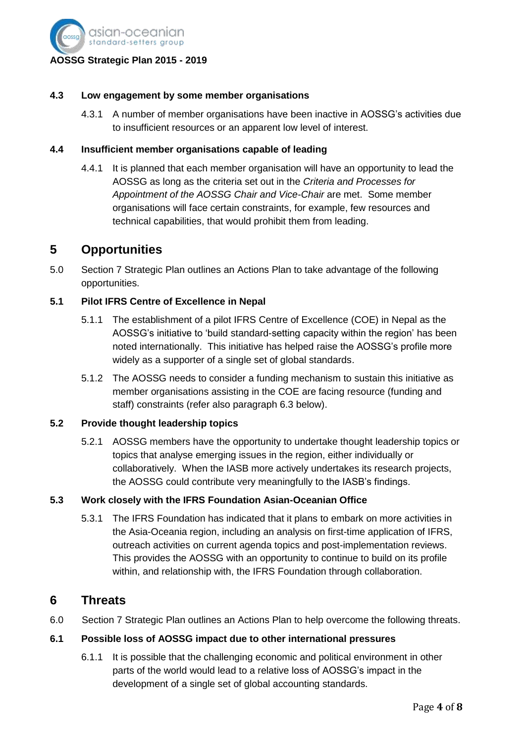### 4.3 Low engagement by some member organisations

4.3.1 A number of member organisations have been inactive in AOSSG's activities due to insufficient resources or an apparent low level of interest.

### 4.4 Insufficient member organisations capable of leading

4.4.1 It is planned that each member organisation will have an opportunity to lead the AOSSG as long as the criteria set out in the *Criteria and Processes for Appointment of the AOSSG Chair and Vice-Chair* are met. Some member organisations will face certain constraints, for example, few resources and technical capabilities, that would prohibit them from leading.

## 5 Opportunities

5.0 Section 7 Strategic Plan outlines an Actions Plan to take advantage of the following opportunities.

### 5.1 Pilot IFRS Centre of Excellence in Nepal

5.1.1 The establishment of a pilot IFRS Centre of Excellence (COE) in Nepal as the AOSSG's initiative to 'build standard-setting capacity within the region' has been noted internationally. This initiative has helped raise the AOSSG's profile more widely as a supporter of a single set of global standards.

5.1.2 The AOSSG needs to consider a funding mechanism to sustain this initiative as member organisations assisting in the COE are facing resource (funding and staff) constraints (refer also paragraph 6.3 below).

### 5.2 Provide thought leadership topics

5.2.1 AOSSG members have the opportunity to undertake thought leadership topics or topics that analyse emerging issues in the region, either individually or collaboratively. When the IASB more actively undertakes its research projects, the AOSSG could contribute very meaningfully to the IASB's findings.

### 5.3 Work closely with the IFRS Foundation Asian-Oceanian Office

5.3.1 The IFRS Foundation has indicated that it plans to embark on more activities in the Asia-Oceania region, including an analysis on first-time application of IFRS, outreach activities on current agenda topics and post-implementation reviews. This provides the AOSSG with an opportunity to continue to build on its profile within, and relationship with, the IFRS Foundation through collaboration.

## 6 Threats

6.0 Section 7 Strategic Plan outlines an Actions Plan to help overcome the following threats.

### 6.1 Possible loss of AOSSG impact due to other international pressures

6.1.1 It is possible that the challenging economic and political environment in other parts of the world would lead to a relative loss of AOSSG's impact in the development of a single set of global accounting standards.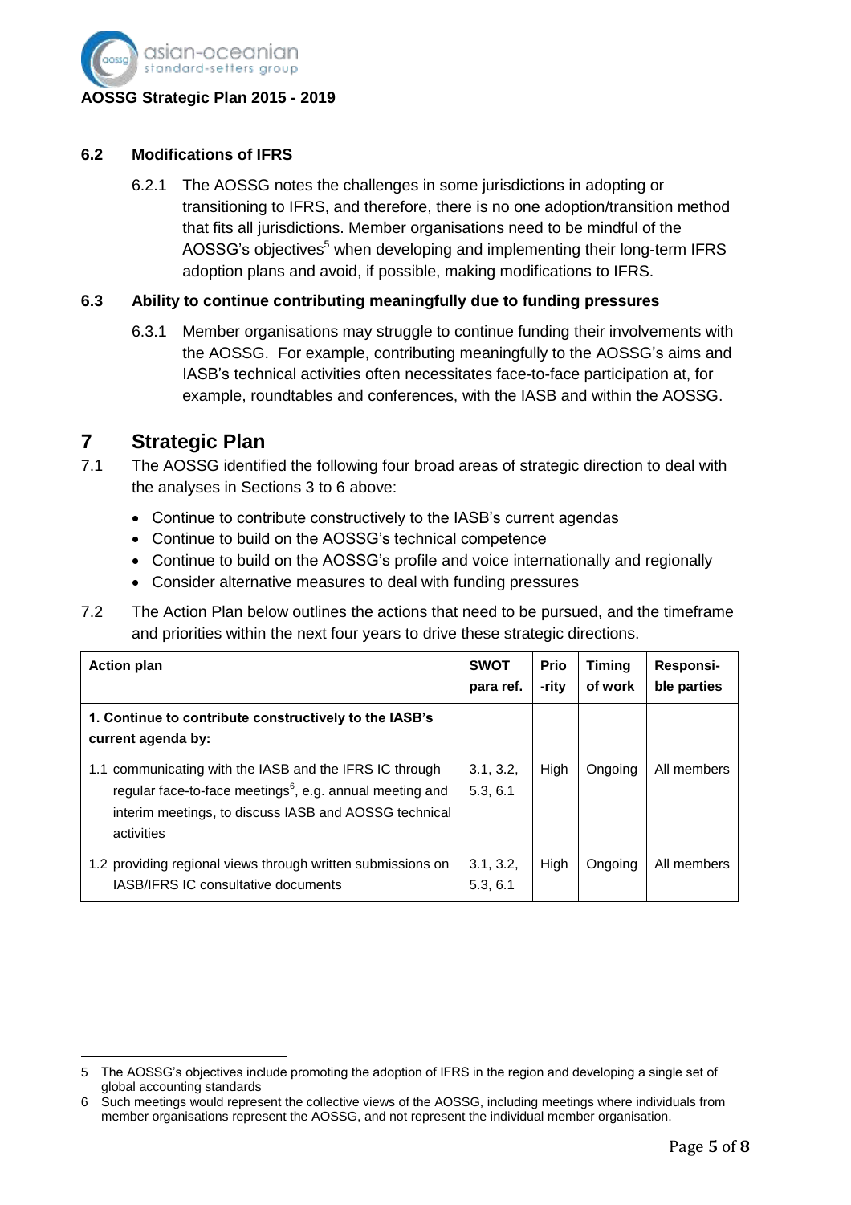### 6.2 Modifications of IFRS

6.2.1 The AOSSG notes the challenges in some jurisdictions in adopting or transitioning to IFRS, and therefore, there is no one adoption/transition method that fits all jurisdictions. Member organisations need to be mindful of the AOSSG's objectives[5] when developing and implementing their long-term IFRS adoption plans and avoid, if possible, making modifications to IFRS.

### 6.3 Ability to continue contributing meaningfully due to funding pressures

6.3.1 Member organisations may struggle to continue funding their involvements with the AOSSG. For example, contributing meaningfully to the AOSSG's aims and IASB's technical activities often necessitates face-to-face participation at, for example, roundtables and conferences, with the IASB and within the AOSSG.

# 7 Strategic Plan

7.1 The AOSSG identified the following four broad areas of strategic direction to deal with the analyses in Sections 3 to 6 above:

- Continue to contribute constructively to the IASB's current agendas
- Continue to build on the AOSSG's technical competence
- Continue to build on the AOSSG's profile and voice internationally and regionally
- Consider alternative measures to deal with funding pressures

7.2 The Action Plan below outlines the actions that need to be pursued, and the timeframe and priorities within the next four years to drive these strategic directions.

| Action plan | SWOT para ref. | Prio-rity | Timing of work | Responsi-ble parties |
|---|---|---|---|---|
| **1. Continue to contribute constructively to the IASB's current agenda by:** | | | | |
| 1.1 communicating with the IASB and the IFRS IC through regular face-to-face meetings[6], e.g. annual meeting and interim meetings, to discuss IASB and AOSSG technical activities | 3.1, 3.2, 5.3, 6.1 | High | Ongoing | All members |
| 1.2 providing regional views through written submissions on IASB/IFRS IC consultative documents | 3.1, 3.2, 5.3, 6.1 | High | Ongoing | All members |

5 The AOSSG's objectives include promoting the adoption of IFRS in the region and developing a single set of global accounting standards

6 Such meetings would represent the collective views of the AOSSG, including meetings where individuals from member organisations represent the AOSSG, and not represent the individual member organisation.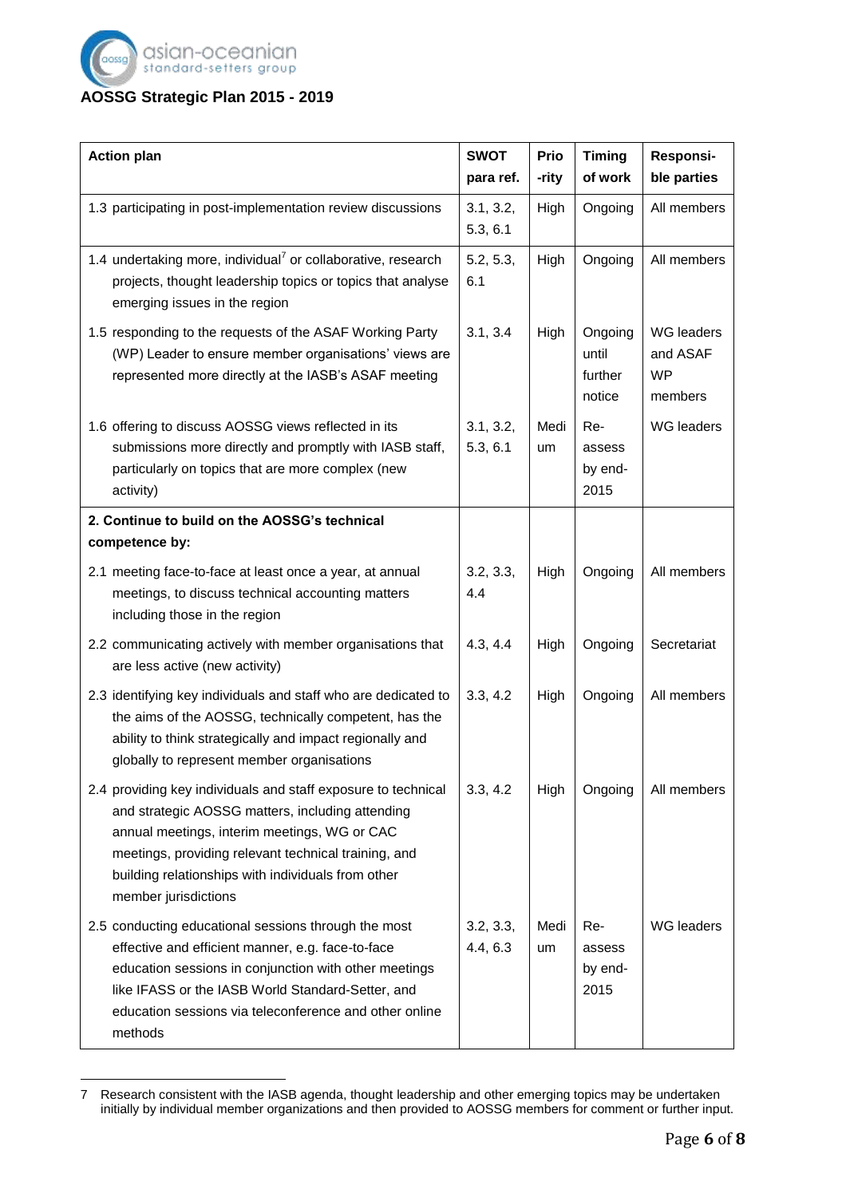| Action plan | SWOT para ref. | Prio-rity | Timing of work | Responsi-ble parties |
|---|---|---|---|---|
| 1.3 participating in post-implementation review discussions | 3.1, 3.2, 5.3, 6.1 | High | Ongoing | All members |
| 1.4 undertaking more, individual[7] or collaborative, research projects, thought leadership topics or topics that analyse emerging issues in the region | 5.2, 5.3, 6.1 | High | Ongoing | All members |
| 1.5 responding to the requests of the ASAF Working Party (WP) Leader to ensure member organisations' views are represented more directly at the IASB's ASAF meeting | 3.1, 3.4 | High | Ongoing until further notice | WG leaders and ASAF WP members |
| 1.6 offering to discuss AOSSG views reflected in its submissions more directly and promptly with IASB staff, particularly on topics that are more complex (new activity) | 3.1, 3.2, 5.3, 6.1 | Medium | Re-assess by end-2015 | WG leaders |
| **2. Continue to build on the AOSSG's technical competence by:** | | | | |
| 2.1 meeting face-to-face at least once a year, at annual meetings, to discuss technical accounting matters including those in the region | 3.2, 3.3, 4.4 | High | Ongoing | All members |
| 2.2 communicating actively with member organisations that are less active (new activity) | 4.3, 4.4 | High | Ongoing | Secretariat |
| 2.3 identifying key individuals and staff who are dedicated to the aims of the AOSSG, technically competent, has the ability to think strategically and impact regionally and globally to represent member organisations | 3.3, 4.2 | High | Ongoing | All members |
| 2.4 providing key individuals and staff exposure to technical and strategic AOSSG matters, including attending annual meetings, interim meetings, WG or CAC meetings, providing relevant technical training, and building relationships with individuals from other member jurisdictions | 3.3, 4.2 | High | Ongoing | All members |
| 2.5 conducting educational sessions through the most effective and efficient manner, e.g. face-to-face education sessions in conjunction with other meetings like IFASS or the IASB World Standard-Setter, and education sessions via teleconference and other online methods | 3.2, 3.3, 4.4, 6.3 | Medium | Re-assess by end-2015 | WG leaders |

7 Research consistent with the IASB agenda, thought leadership and other emerging topics may be undertaken initially by individual member organizations and then provided to AOSSG members for comment or further input.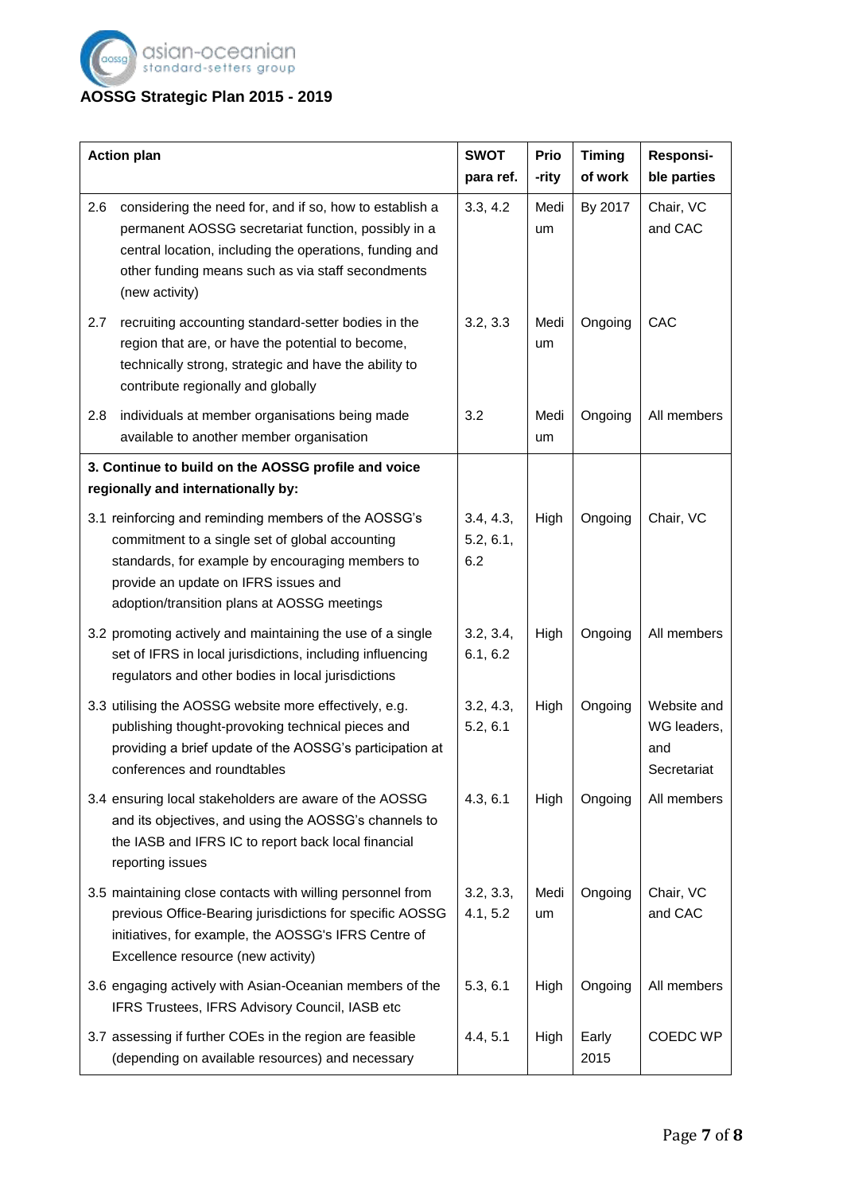## AOSSG Strategic Plan 2015 - 2019

| Action plan | SWOT para ref. | Prio-rity | Timing of work | Responsi-ble parties |
|---|---|---|---|---|
| 2.6 considering the need for, and if so, how to establish a permanent AOSSG secretariat function, possibly in a central location, including the operations, funding and other funding means such as via staff secondments (new activity) | 3.3, 4.2 | Medium | By 2017 | Chair, VC and CAC |
| 2.7 recruiting accounting standard-setter bodies in the region that are, or have the potential to become, technically strong, strategic and have the ability to contribute regionally and globally | 3.2, 3.3 | Medium | Ongoing | CAC |
| 2.8 individuals at member organisations being made available to another member organisation | 3.2 | Medium | Ongoing | All members |
| **3. Continue to build on the AOSSG profile and voice regionally and internationally by:** | | | | |
| 3.1 reinforcing and reminding members of the AOSSG's commitment to a single set of global accounting standards, for example by encouraging members to provide an update on IFRS issues and adoption/transition plans at AOSSG meetings | 3.4, 4.3, 5.2, 6.1, 6.2 | High | Ongoing | Chair, VC |
| 3.2 promoting actively and maintaining the use of a single set of IFRS in local jurisdictions, including influencing regulators and other bodies in local jurisdictions | 3.2, 3.4, 6.1, 6.2 | High | Ongoing | All members |
| 3.3 utilising the AOSSG website more effectively, e.g. publishing thought-provoking technical pieces and providing a brief update of the AOSSG's participation at conferences and roundtables | 3.2, 4.3, 5.2, 6.1 | High | Ongoing | Website and WG leaders, and Secretariat |
| 3.4 ensuring local stakeholders are aware of the AOSSG and its objectives, and using the AOSSG's channels to the IASB and IFRS IC to report back local financial reporting issues | 4.3, 6.1 | High | Ongoing | All members |
| 3.5 maintaining close contacts with willing personnel from previous Office-Bearing jurisdictions for specific AOSSG initiatives, for example, the AOSSG's IFRS Centre of Excellence resource (new activity) | 3.2, 3.3, 4.1, 5.2 | Medium | Ongoing | Chair, VC and CAC |
| 3.6 engaging actively with Asian-Oceanian members of the IFRS Trustees, IFRS Advisory Council, IASB etc | 5.3, 6.1 | High | Ongoing | All members |
| 3.7 assessing if further COEs in the region are feasible (depending on available resources) and necessary | 4.4, 5.1 | High | Early 2015 | COEDC WP |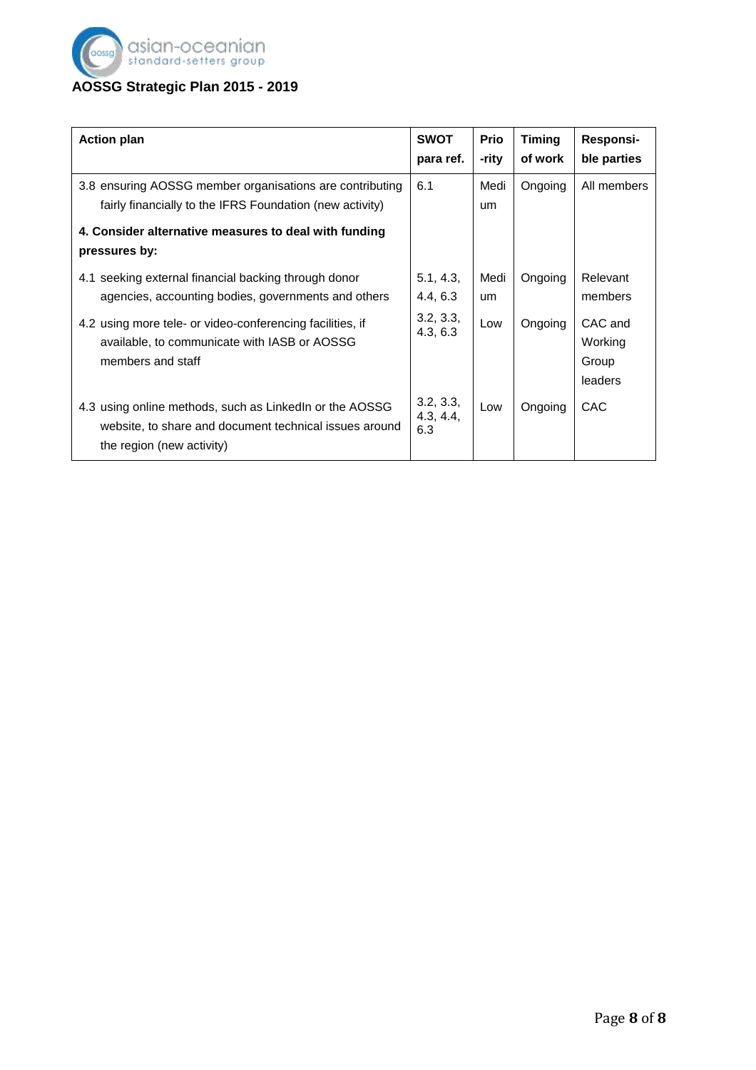| Action plan | SWOT para ref. | Prio -rity | Timing of work | Responsi-ble parties |
|---|---|---|---|---|
| 3.8 ensuring AOSSG member organisations are contributing fairly financially to the IFRS Foundation (new activity) | 6.1 | Medium | Ongoing | All members |
| **4. Consider alternative measures to deal with funding pressures by:** | | | | |
| 4.1 seeking external financial backing through donor agencies, accounting bodies, governments and others | 5.1, 4.3, 4.4, 6.3 | Medium | Ongoing | Relevant members |
| 4.2 using more tele- or video-conferencing facilities, if available, to communicate with IASB or AOSSG members and staff | 3.2, 3.3, 4.3, 6.3 | Low | Ongoing | CAC and Working Group leaders |
| 4.3 using online methods, such as LinkedIn or the AOSSG website, to share and document technical issues around the region (new activity) | 3.2, 3.3, 4.3, 4.4, 6.3 | Low | Ongoing | CAC |